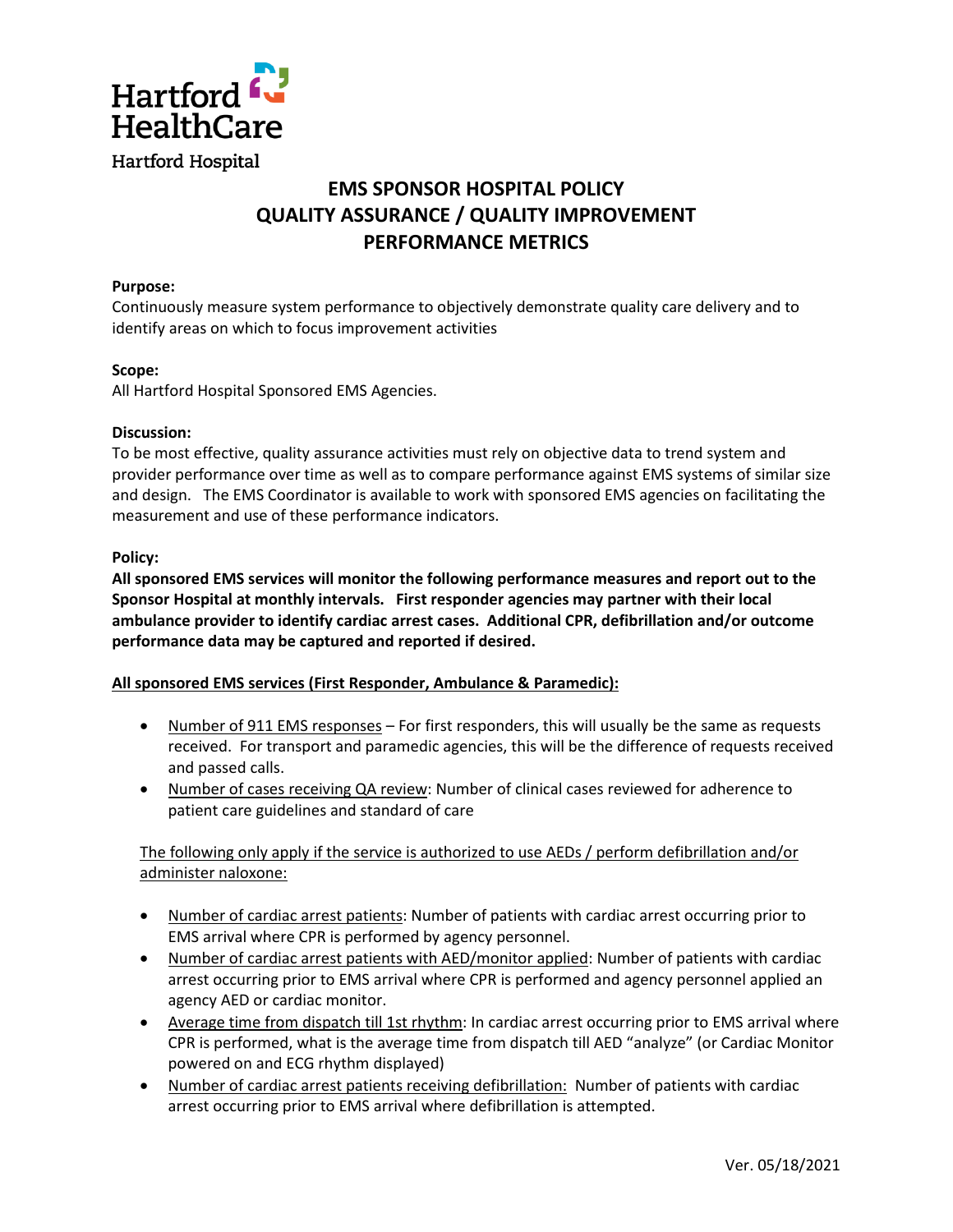Hartford HealthCare

Hartford Hospital

# EMS SPONSOR HOSPITAL POLICY
# QUALITY ASSURANCE / QUALITY IMPROVEMENT
# PERFORMANCE METRICS

**Purpose:**
Continuously measure system performance to objectively demonstrate quality care delivery and to identify areas on which to focus improvement activities

**Scope:**
All Hartford Hospital Sponsored EMS Agencies.

**Discussion:**
To be most effective, quality assurance activities must rely on objective data to trend system and provider performance over time as well as to compare performance against EMS systems of similar size and design. The EMS Coordinator is available to work with sponsored EMS agencies on facilitating the measurement and use of these performance indicators.

**Policy:**
**All sponsored EMS services will monitor the following performance measures and report out to the Sponsor Hospital at monthly intervals. First responder agencies may partner with their local ambulance provider to identify cardiac arrest cases. Additional CPR, defibrillation and/or outcome performance data may be captured and reported if desired.**

**<u>All sponsored EMS services (First Responder, Ambulance & Paramedic):</u>**

- <u>Number of 911 EMS responses</u> – For first responders, this will usually be the same as requests received. For transport and paramedic agencies, this will be the difference of requests received and passed calls.
- <u>Number of cases receiving QA review</u>: Number of clinical cases reviewed for adherence to patient care guidelines and standard of care

<u>The following only apply if the service is authorized to use AEDs / perform defibrillation and/or administer naloxone:</u>

- <u>Number of cardiac arrest patients</u>: Number of patients with cardiac arrest occurring prior to EMS arrival where CPR is performed by agency personnel.
- <u>Number of cardiac arrest patients with AED/monitor applied</u>: Number of patients with cardiac arrest occurring prior to EMS arrival where CPR is performed and agency personnel applied an agency AED or cardiac monitor.
- <u>Average time from dispatch till 1st rhythm</u>: In cardiac arrest occurring prior to EMS arrival where CPR is performed, what is the average time from dispatch till AED "analyze" (or Cardiac Monitor powered on and ECG rhythm displayed)
- <u>Number of cardiac arrest patients receiving defibrillation:</u> Number of patients with cardiac arrest occurring prior to EMS arrival where defibrillation is attempted.

Ver. 05/18/2021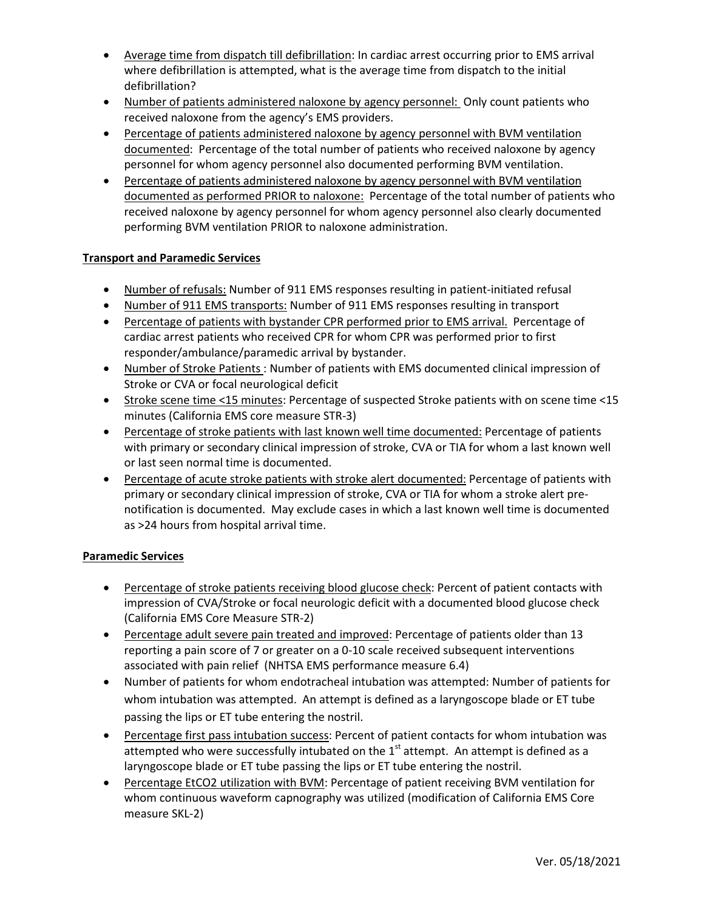- Average time from dispatch till defibrillation: In cardiac arrest occurring prior to EMS arrival where defibrillation is attempted, what is the average time from dispatch to the initial defibrillation?
- Number of patients administered naloxone by agency personnel: Only count patients who received naloxone from the agency's EMS providers.
- Percentage of patients administered naloxone by agency personnel with BVM ventilation documented: Percentage of the total number of patients who received naloxone by agency personnel for whom agency personnel also documented performing BVM ventilation.
- Percentage of patients administered naloxone by agency personnel with BVM ventilation documented as performed PRIOR to naloxone: Percentage of the total number of patients who received naloxone by agency personnel for whom agency personnel also clearly documented performing BVM ventilation PRIOR to naloxone administration.

**Transport and Paramedic Services**

- Number of refusals: Number of 911 EMS responses resulting in patient-initiated refusal
- Number of 911 EMS transports: Number of 911 EMS responses resulting in transport
- Percentage of patients with bystander CPR performed prior to EMS arrival. Percentage of cardiac arrest patients who received CPR for whom CPR was performed prior to first responder/ambulance/paramedic arrival by bystander.
- Number of Stroke Patients : Number of patients with EMS documented clinical impression of Stroke or CVA or focal neurological deficit
- Stroke scene time <15 minutes: Percentage of suspected Stroke patients with on scene time <15 minutes (California EMS core measure STR-3)
- Percentage of stroke patients with last known well time documented: Percentage of patients with primary or secondary clinical impression of stroke, CVA or TIA for whom a last known well or last seen normal time is documented.
- Percentage of acute stroke patients with stroke alert documented: Percentage of patients with primary or secondary clinical impression of stroke, CVA or TIA for whom a stroke alert pre-notification is documented. May exclude cases in which a last known well time is documented as >24 hours from hospital arrival time.

**Paramedic Services**

- Percentage of stroke patients receiving blood glucose check: Percent of patient contacts with impression of CVA/Stroke or focal neurologic deficit with a documented blood glucose check (California EMS Core Measure STR-2)
- Percentage adult severe pain treated and improved: Percentage of patients older than 13 reporting a pain score of 7 or greater on a 0-10 scale received subsequent interventions associated with pain relief (NHTSA EMS performance measure 6.4)
- Number of patients for whom endotracheal intubation was attempted: Number of patients for whom intubation was attempted. An attempt is defined as a laryngoscope blade or ET tube passing the lips or ET tube entering the nostril.
- Percentage first pass intubation success: Percent of patient contacts for whom intubation was attempted who were successfully intubated on the 1st attempt. An attempt is defined as a laryngoscope blade or ET tube passing the lips or ET tube entering the nostril.
- Percentage EtCO2 utilization with BVM: Percentage of patient receiving BVM ventilation for whom continuous waveform capnography was utilized (modification of California EMS Core measure SKL-2)

Ver. 05/18/2021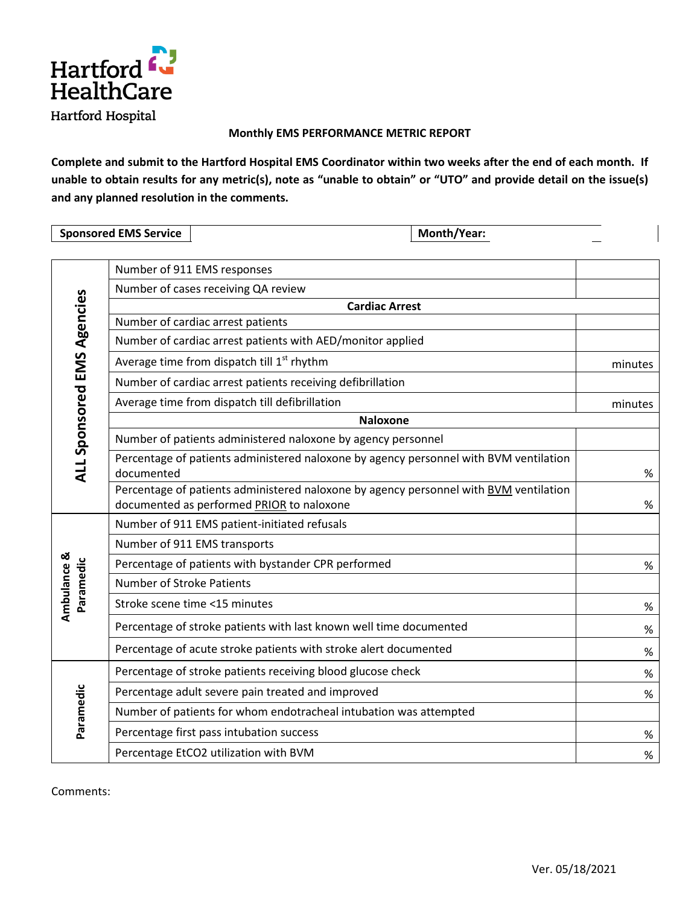Hartford HealthCare
Hartford Hospital

**Monthly EMS PERFORMANCE METRIC REPORT**

**Complete and submit to the Hartford Hospital EMS Coordinator within two weeks after the end of each month. If unable to obtain results for any metric(s), note as "unable to obtain" or "UTO" and provide detail on the issue(s) and any planned resolution in the comments.**

| **Sponsored EMS Service** | | **Month/Year:** | |
|---|---|---|---|

| | | |
|---|---|---|
| **ALL Sponsored EMS Agencies** | Number of 911 EMS responses | |
| | Number of cases receiving QA review | |
| | **Cardiac Arrest** | |
| | Number of cardiac arrest patients | |
| | Number of cardiac arrest patients with AED/monitor applied | |
| | Average time from dispatch till 1st rhythm | minutes |
| | Number of cardiac arrest patients receiving defibrillation | |
| | Average time from dispatch till defibrillation | minutes |
| | **Naloxone** | |
| | Number of patients administered naloxone by agency personnel | |
| | Percentage of patients administered naloxone by agency personnel with BVM ventilation documented | % |
| | Percentage of patients administered naloxone by agency personnel with BVM ventilation documented as performed PRIOR to naloxone | % |
| **Ambulance & Paramedic** | Number of 911 EMS patient-initiated refusals | |
| | Number of 911 EMS transports | |
| | Percentage of patients with bystander CPR performed | % |
| | Number of Stroke Patients | |
| | Stroke scene time <15 minutes | % |
| | Percentage of stroke patients with last known well time documented | % |
| | Percentage of acute stroke patients with stroke alert documented | % |
| **Paramedic** | Percentage of stroke patients receiving blood glucose check | % |
| | Percentage adult severe pain treated and improved | % |
| | Number of patients for whom endotracheal intubation was attempted | |
| | Percentage first pass intubation success | % |
| | Percentage EtCO2 utilization with BVM | % |

Comments:

Ver. 05/18/2021